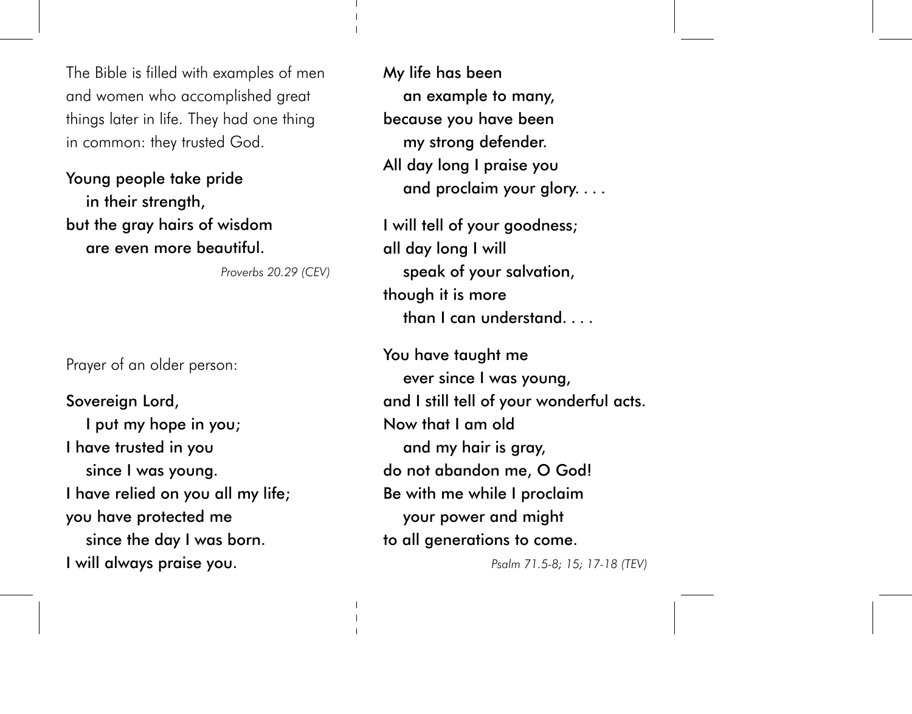The Bible is filled with examples of men and women who accomplished great things later in life. They had one thing in common: they trusted God.

Young people take pride  
    in their strength,  
but the gray hairs of wisdom  
    are even more beautiful.

*Proverbs 20.29 (CEV)*

Prayer of an older person:

Sovereign Lord,  
    I put my hope in you;  
I have trusted in you  
    since I was young.  
I have relied on you all my life;  
you have protected me  
    since the day I was born.  
I will always praise you.

My life has been  
    an example to many,  
because you have been  
    my strong defender.  
All day long I praise you  
    and proclaim your glory. . . .

I will tell of your goodness;  
all day long I will  
    speak of your salvation,  
though it is more  
    than I can understand. . . .

You have taught me  
    ever since I was young,  
and I still tell of your wonderful acts.  
Now that I am old  
    and my hair is gray,  
do not abandon me, O God!  
Be with me while I proclaim  
    your power and might  
to all generations to come.

*Psalm 71.5-8; 15; 17-18 (TEV)*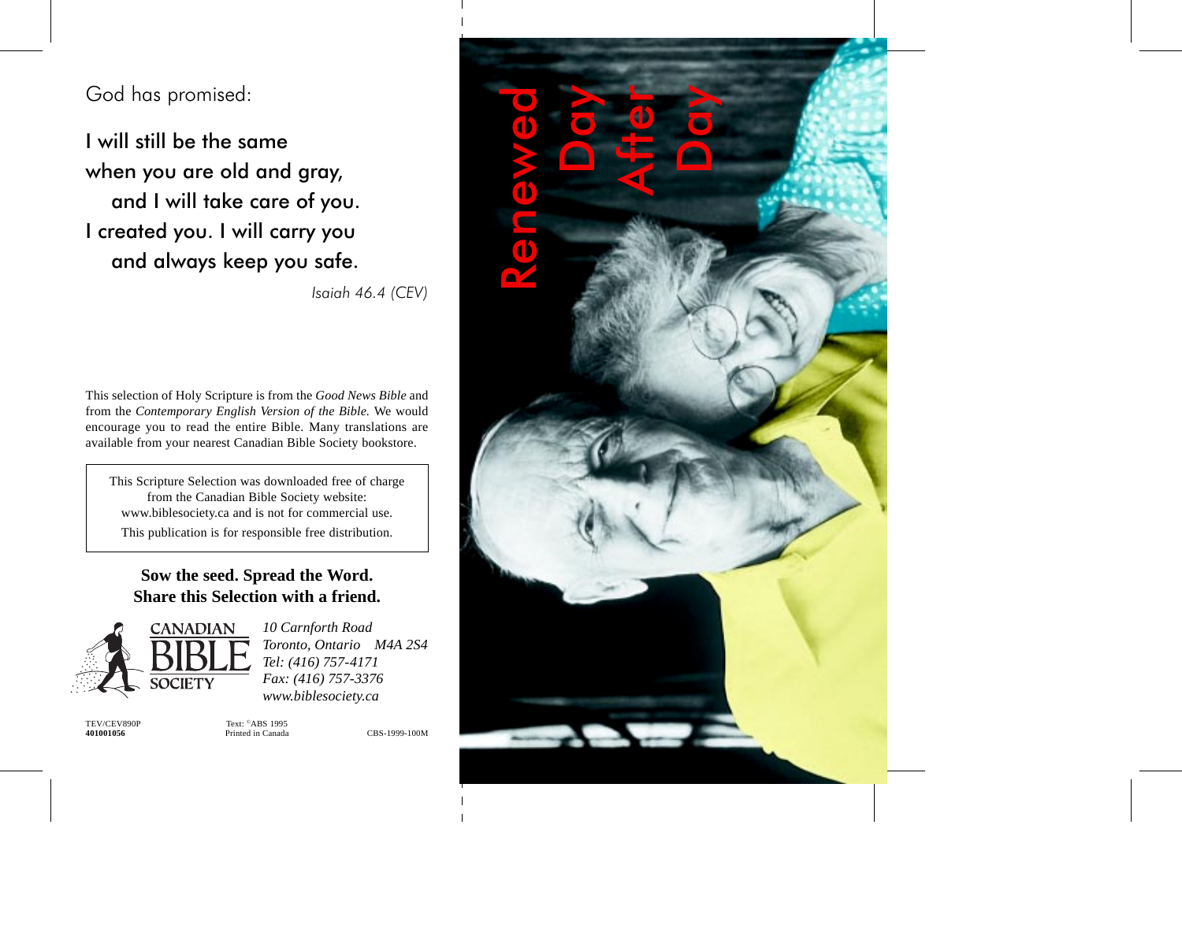God has promised:

I will still be the same
when you are old and gray,
  and I will take care of you.
I created you. I will carry you
  and always keep you safe.

*Isaiah 46.4 (CEV)*

This selection of Holy Scripture is from the *Good News Bible* and from the *Contemporary English Version of the Bible.* We would encourage you to read the entire Bible. Many translations are available from your nearest Canadian Bible Society bookstore.

This Scripture Selection was downloaded free of charge from the Canadian Bible Society website: www.biblesociety.ca and is not for commercial use.
This publication is for responsible free distribution.

**Sow the seed. Spread the Word.**
**Share this Selection with a friend.**

CANADIAN BIBLE SOCIETY

*10 Carnforth Road*
*Toronto, Ontario M4A 2S4*
*Tel: (416) 757-4171*
*Fax: (416) 757-3376*
*www.biblesociety.ca*

TEV/CEV890P
**401001056**

Text: ©ABS 1995
Printed in Canada

CBS-1999-100M

# Renewed Day After Day